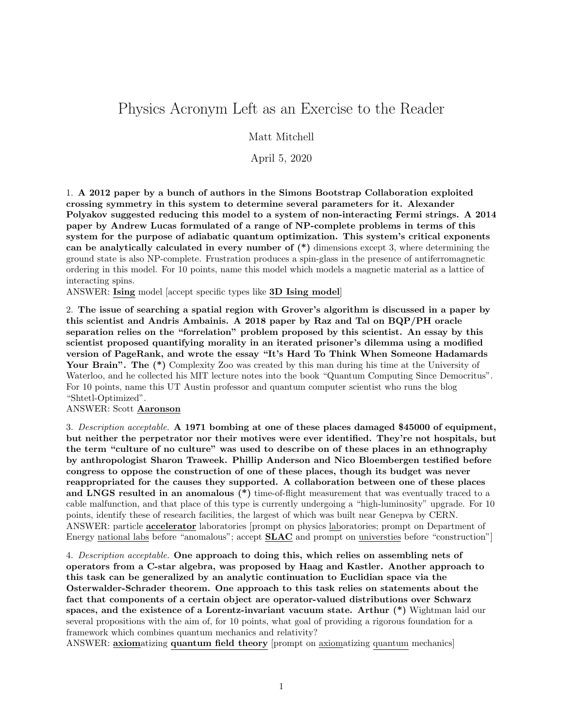# Physics Acronym Left as an Exercise to the Reader

Matt Mitchell

April 5, 2020

1. **A 2012 paper by a bunch of authors in the Simons Bootstrap Collaboration exploited crossing symmetry in this system to determine several parameters for it. Alexander Polyakov suggested reducing this model to a system of non-interacting Fermi strings. A 2014 paper by Andrew Lucas formulated of a range of NP-complete problems in terms of this system for the purpose of adiabatic quantum optimization. This system's critical exponents can be analytically calculated in every number of (*)** dimensions except 3, where determining the ground state is also NP-complete. Frustration produces a spin-glass in the presence of antiferromagnetic ordering in this model. For 10 points, name this model which models a magnetic material as a lattice of interacting spins.
ANSWER: **Ising** model [accept specific types like **3D Ising model**]

2. **The issue of searching a spatial region with Grover's algorithm is discussed in a paper by this scientist and Andris Ambainis. A 2018 paper by Raz and Tal on BQP/PH oracle separation relies on the "forrelation" problem proposed by this scientist. An essay by this scientist proposed quantifying morality in an iterated prisoner's dilemma using a modified version of PageRank, and wrote the essay "It's Hard To Think When Someone Hadamards Your Brain". The (*)** Complexity Zoo was created by this man during his time at the University of Waterloo, and he collected his MIT lecture notes into the book "Quantum Computing Since Democritus". For 10 points, name this UT Austin professor and quantum computer scientist who runs the blog "Shtetl-Optimized".
ANSWER: Scott **Aaronson**

3. *Description acceptable.* **A 1971 bombing at one of these places damaged $45000 of equipment, but neither the perpetrator nor their motives were ever identified. They're not hospitals, but the term "culture of no culture" was used to describe on of these places in an ethnography by anthropologist Sharon Traweek. Phillip Anderson and Nico Bloembergen testified before congress to oppose the construction of one of these places, though its budget was never reappropriated for the causes they supported. A collaboration between one of these places and LNGS resulted in an anomalous (*)** time-of-flight measurement that was eventually traced to a cable malfunction, and that place of this type is currently undergoing a "high-luminosity" upgrade. For 10 points, identify these of research facilities, the largest of which was built near Genepva by CERN.
ANSWER: particle **accelerator** laboratories [prompt on physics laboratories; prompt on Department of Energy national labs before "anomalous"; accept **SLAC** and prompt on universties before "construction"]

4. *Description acceptable.* **One approach to doing this, which relies on assembling nets of operators from a C-star algebra, was proposed by Haag and Kastler. Another approach to this task can be generalized by an analytic continuation to Euclidian space via the Osterwalder-Schrader theorem. One approach to this task relies on statements about the fact that components of a certain object are operator-valued distributions over Schwarz spaces, and the existence of a Lorentz-invariant vacuum state. Arthur (*)** Wightman laid our several propositions with the aim of, for 10 points, what goal of providing a rigorous foundation for a framework which combines quantum mechanics and relativity?
ANSWER: **axiom**atizing **quantum field theory** [prompt on axiomatizing quantum mechanics]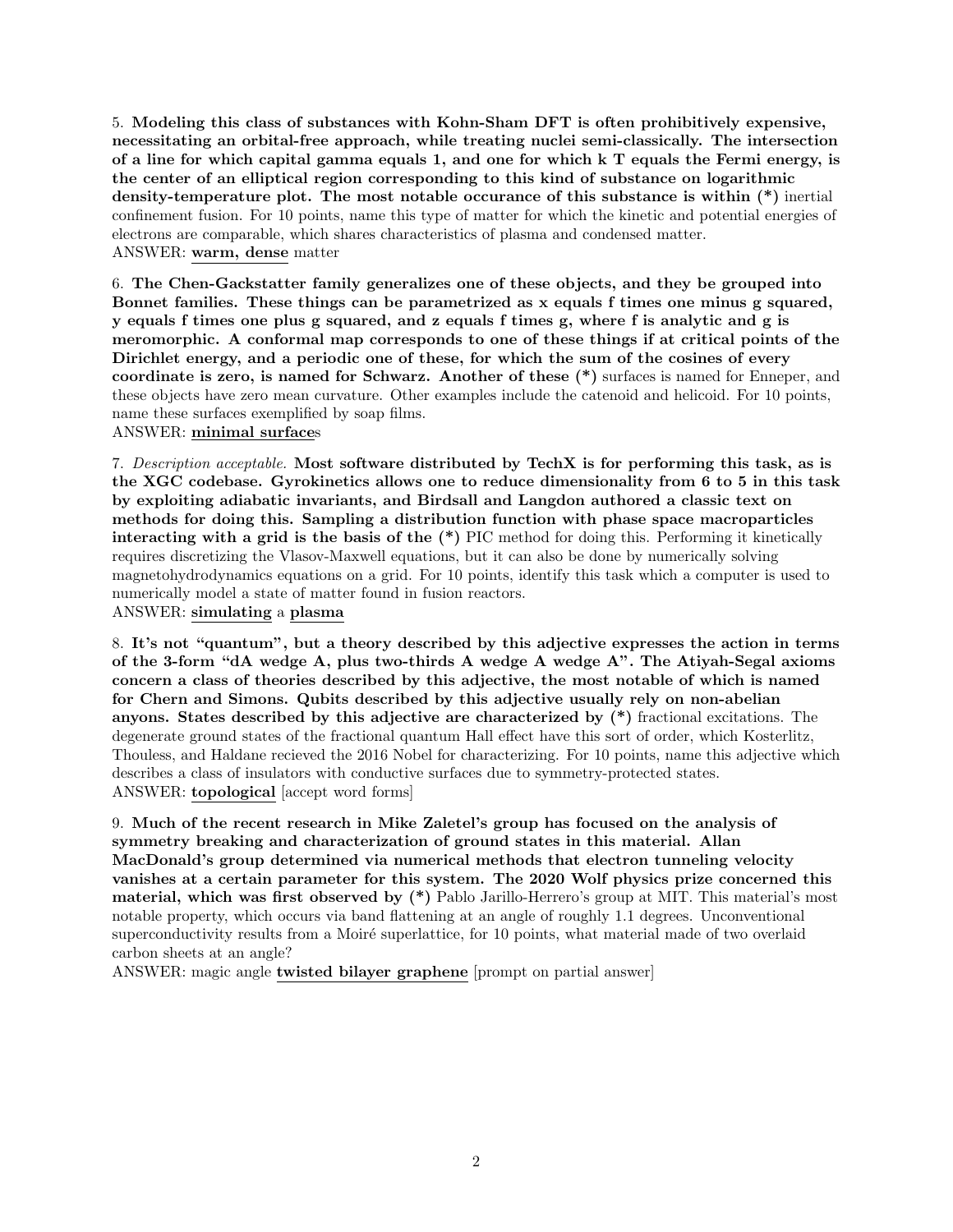5. **Modeling this class of substances with Kohn-Sham DFT is often prohibitively expensive, necessitating an orbital-free approach, while treating nuclei semi-classically. The intersection of a line for which capital gamma equals 1, and one for which k T equals the Fermi energy, is the center of an elliptical region corresponding to this kind of substance on logarithmic density-temperature plot. The most notable occurance of this substance is within (*)** inertial confinement fusion. For 10 points, name this type of matter for which the kinetic and potential energies of electrons are comparable, which shares characteristics of plasma and condensed matter.
ANSWER: **warm, dense** matter

6. **The Chen-Gackstatter family generalizes one of these objects, and they be grouped into Bonnet families. These things can be parametrized as x equals f times one minus g squared, y equals f times one plus g squared, and z equals f times g, where f is analytic and g is meromorphic. A conformal map corresponds to one of these things if at critical points of the Dirichlet energy, and a periodic one of these, for which the sum of the cosines of every coordinate is zero, is named for Schwarz. Another of these (*)** surfaces is named for Enneper, and these objects have zero mean curvature. Other examples include the catenoid and helicoid. For 10 points, name these surfaces exemplified by soap films.
ANSWER: **minimal surface**s

7. *Description acceptable.* **Most software distributed by TechX is for performing this task, as is the XGC codebase. Gyrokinetics allows one to reduce dimensionality from 6 to 5 in this task by exploiting adiabatic invariants, and Birdsall and Langdon authored a classic text on methods for doing this. Sampling a distribution function with phase space macroparticles interacting with a grid is the basis of the (*)** PIC method for doing this. Performing it kinetically requires discretizing the Vlasov-Maxwell equations, but it can also be done by numerically solving magnetohydrodynamics equations on a grid. For 10 points, identify this task which a computer is used to numerically model a state of matter found in fusion reactors.
ANSWER: **simulating** a **plasma**

8. **It's not "quantum", but a theory described by this adjective expresses the action in terms of the 3-form "dA wedge A, plus two-thirds A wedge A wedge A". The Atiyah-Segal axioms concern a class of theories described by this adjective, the most notable of which is named for Chern and Simons. Qubits described by this adjective usually rely on non-abelian anyons. States described by this adjective are characterized by (*)** fractional excitations. The degenerate ground states of the fractional quantum Hall effect have this sort of order, which Kosterlitz, Thouless, and Haldane recieved the 2016 Nobel for characterizing. For 10 points, name this adjective which describes a class of insulators with conductive surfaces due to symmetry-protected states.
ANSWER: **topological** [accept word forms]

9. **Much of the recent research in Mike Zaletel's group has focused on the analysis of symmetry breaking and characterization of ground states in this material. Allan MacDonald's group determined via numerical methods that electron tunneling velocity vanishes at a certain parameter for this system. The 2020 Wolf physics prize concerned this material, which was first observed by (*)** Pablo Jarillo-Herrero's group at MIT. This material's most notable property, which occurs via band flattening at an angle of roughly 1.1 degrees. Unconventional superconductivity results from a Moiré superlattice, for 10 points, what material made of two overlaid carbon sheets at an angle?
ANSWER: magic angle **twisted bilayer graphene** [prompt on partial answer]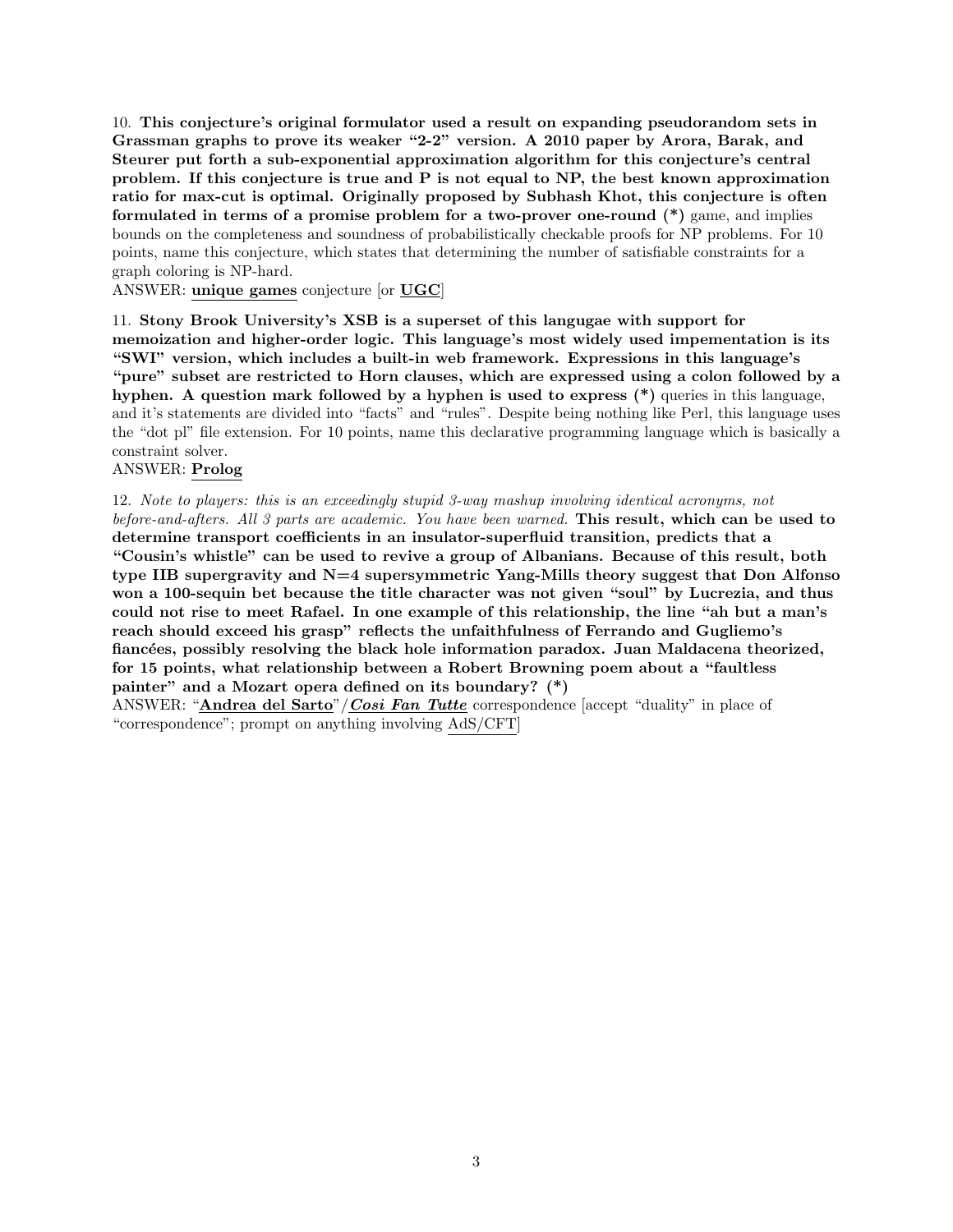10. **This conjecture's original formulator used a result on expanding pseudorandom sets in Grassman graphs to prove its weaker "2-2" version. A 2010 paper by Arora, Barak, and Steurer put forth a sub-exponential approximation algorithm for this conjecture's central problem. If this conjecture is true and P is not equal to NP, the best known approximation ratio for max-cut is optimal. Originally proposed by Subhash Khot, this conjecture is often formulated in terms of a promise problem for a two-prover one-round (*)** game, and implies bounds on the completeness and soundness of probabilistically checkable proofs for NP problems. For 10 points, name this conjecture, which states that determining the number of satisfiable constraints for a graph coloring is NP-hard.

ANSWER: **unique games** conjecture [or **UGC**]

11. **Stony Brook University's XSB is a superset of this langugae with support for memoization and higher-order logic. This language's most widely used impementation is its "SWI" version, which includes a built-in web framework. Expressions in this language's "pure" subset are restricted to Horn clauses, which are expressed using a colon followed by a hyphen. A question mark followed by a hyphen is used to express (*)** queries in this language, and it's statements are divided into "facts" and "rules". Despite being nothing like Perl, this language uses the "dot pl" file extension. For 10 points, name this declarative programming language which is basically a constraint solver.

ANSWER: **Prolog**

12. *Note to players: this is an exceedingly stupid 3-way mashup involving identical acronyms, not before-and-afters. All 3 parts are academic. You have been warned.* **This result, which can be used to determine transport coefficients in an insulator-superfluid transition, predicts that a "Cousin's whistle" can be used to revive a group of Albanians. Because of this result, both type IIB supergravity and N=4 supersymmetric Yang-Mills theory suggest that Don Alfonso won a 100-sequin bet because the title character was not given "soul" by Lucrezia, and thus could not rise to meet Rafael. In one example of this relationship, the line "ah but a man's reach should exceed his grasp" reflects the unfaithfulness of Ferrando and Gugliemo's fiancées, possibly resolving the black hole information paradox. Juan Maldacena theorized, for 15 points, what relationship between a Robert Browning poem about a "faultless painter" and a Mozart opera defined on its boundary? (*)**

ANSWER: "**Andrea del Sarto**"/***Cosi Fan Tutte*** correspondence [accept "duality" in place of "correspondence"; prompt on anything involving AdS/CFT]